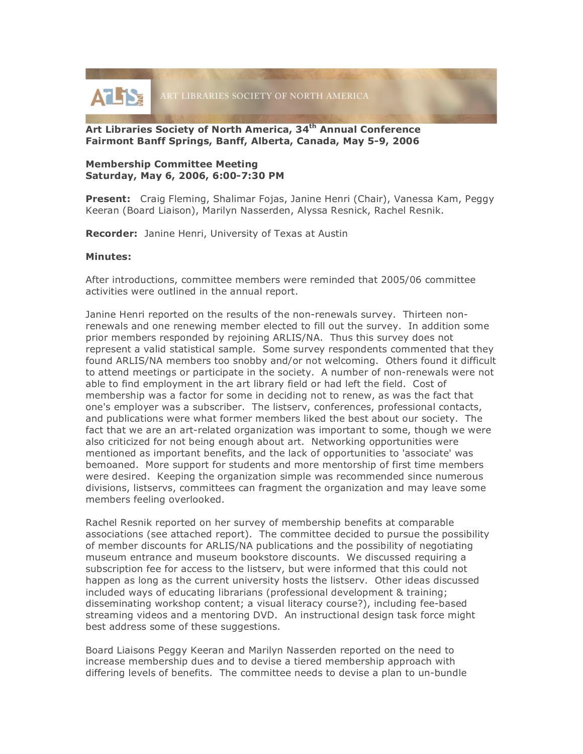ART LIBRARIES SOCIETY OF NORTH AMERICA

**Art Libraries Society of North America, 34th Annual Conference**
**Fairmont Banff Springs, Banff, Alberta, Canada, May 5-9, 2006**

**Membership Committee Meeting**
**Saturday, May 6, 2006, 6:00-7:30 PM**

**Present:** Craig Fleming, Shalimar Fojas, Janine Henri (Chair), Vanessa Kam, Peggy Keeran (Board Liaison), Marilyn Nasserden, Alyssa Resnick, Rachel Resnik.

**Recorder:** Janine Henri, University of Texas at Austin

**Minutes:**

After introductions, committee members were reminded that 2005/06 committee activities were outlined in the annual report.

Janine Henri reported on the results of the non-renewals survey. Thirteen non-renewals and one renewing member elected to fill out the survey. In addition some prior members responded by rejoining ARLIS/NA. Thus this survey does not represent a valid statistical sample. Some survey respondents commented that they found ARLIS/NA members too snobby and/or not welcoming. Others found it difficult to attend meetings or participate in the society. A number of non-renewals were not able to find employment in the art library field or had left the field. Cost of membership was a factor for some in deciding not to renew, as was the fact that one's employer was a subscriber. The listserv, conferences, professional contacts, and publications were what former members liked the best about our society. The fact that we are an art-related organization was important to some, though we were also criticized for not being enough about art. Networking opportunities were mentioned as important benefits, and the lack of opportunities to 'associate' was bemoaned. More support for students and more mentorship of first time members were desired. Keeping the organization simple was recommended since numerous divisions, listservs, committees can fragment the organization and may leave some members feeling overlooked.

Rachel Resnik reported on her survey of membership benefits at comparable associations (see attached report). The committee decided to pursue the possibility of member discounts for ARLIS/NA publications and the possibility of negotiating museum entrance and museum bookstore discounts. We discussed requiring a subscription fee for access to the listserv, but were informed that this could not happen as long as the current university hosts the listserv. Other ideas discussed included ways of educating librarians (professional development & training; disseminating workshop content; a visual literacy course?), including fee-based streaming videos and a mentoring DVD. An instructional design task force might best address some of these suggestions.

Board Liaisons Peggy Keeran and Marilyn Nasserden reported on the need to increase membership dues and to devise a tiered membership approach with differing levels of benefits. The committee needs to devise a plan to un-bundle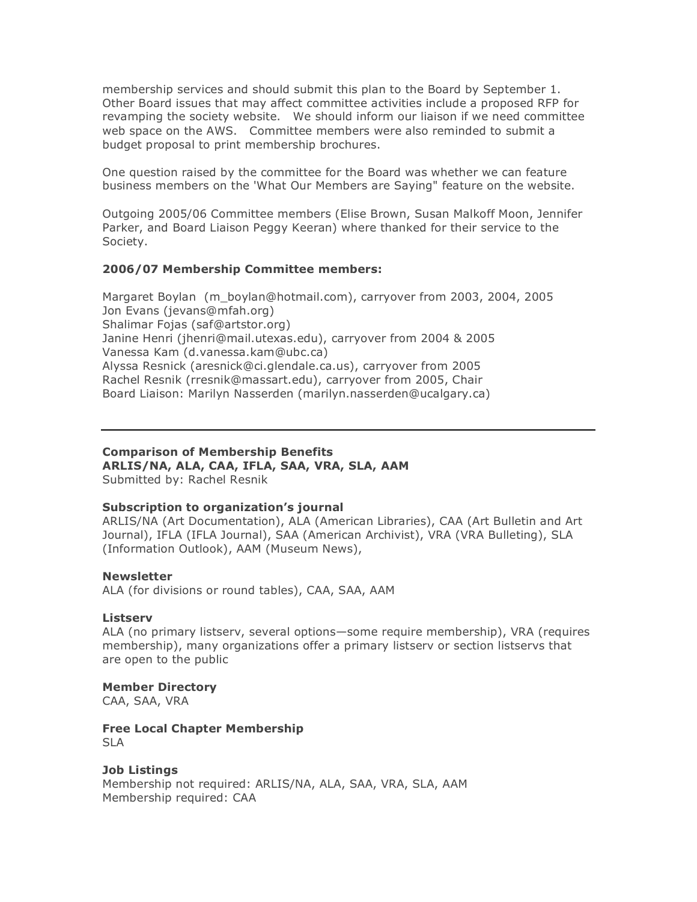membership services and should submit this plan to the Board by September 1. Other Board issues that may affect committee activities include a proposed RFP for revamping the society website. We should inform our liaison if we need committee web space on the AWS. Committee members were also reminded to submit a budget proposal to print membership brochures.

One question raised by the committee for the Board was whether we can feature business members on the 'What Our Members are Saying" feature on the website.

Outgoing 2005/06 Committee members (Elise Brown, Susan Malkoff Moon, Jennifer Parker, and Board Liaison Peggy Keeran) where thanked for their service to the Society.

**2006/07 Membership Committee members:**

Margaret Boylan (m_boylan@hotmail.com), carryover from 2003, 2004, 2005
Jon Evans (jevans@mfah.org)
Shalimar Fojas (saf@artstor.org)
Janine Henri (jhenri@mail.utexas.edu), carryover from 2004 & 2005
Vanessa Kam (d.vanessa.kam@ubc.ca)
Alyssa Resnick (aresnick@ci.glendale.ca.us), carryover from 2005
Rachel Resnik (rresnik@massart.edu), carryover from 2005, Chair
Board Liaison: Marilyn Nasserden (marilyn.nasserden@ucalgary.ca)

---

**Comparison of Membership Benefits**
**ARLIS/NA, ALA, CAA, IFLA, SAA, VRA, SLA, AAM**
Submitted by: Rachel Resnik

**Subscription to organization's journal**
ARLIS/NA (Art Documentation), ALA (American Libraries), CAA (Art Bulletin and Art Journal), IFLA (IFLA Journal), SAA (American Archivist), VRA (VRA Bulleting), SLA (Information Outlook), AAM (Museum News),

**Newsletter**
ALA (for divisions or round tables), CAA, SAA, AAM

**Listserv**
ALA (no primary listserv, several options—some require membership), VRA (requires membership), many organizations offer a primary listserv or section listservs that are open to the public

**Member Directory**
CAA, SAA, VRA

**Free Local Chapter Membership**
SLA

**Job Listings**
Membership not required: ARLIS/NA, ALA, SAA, VRA, SLA, AAM
Membership required: CAA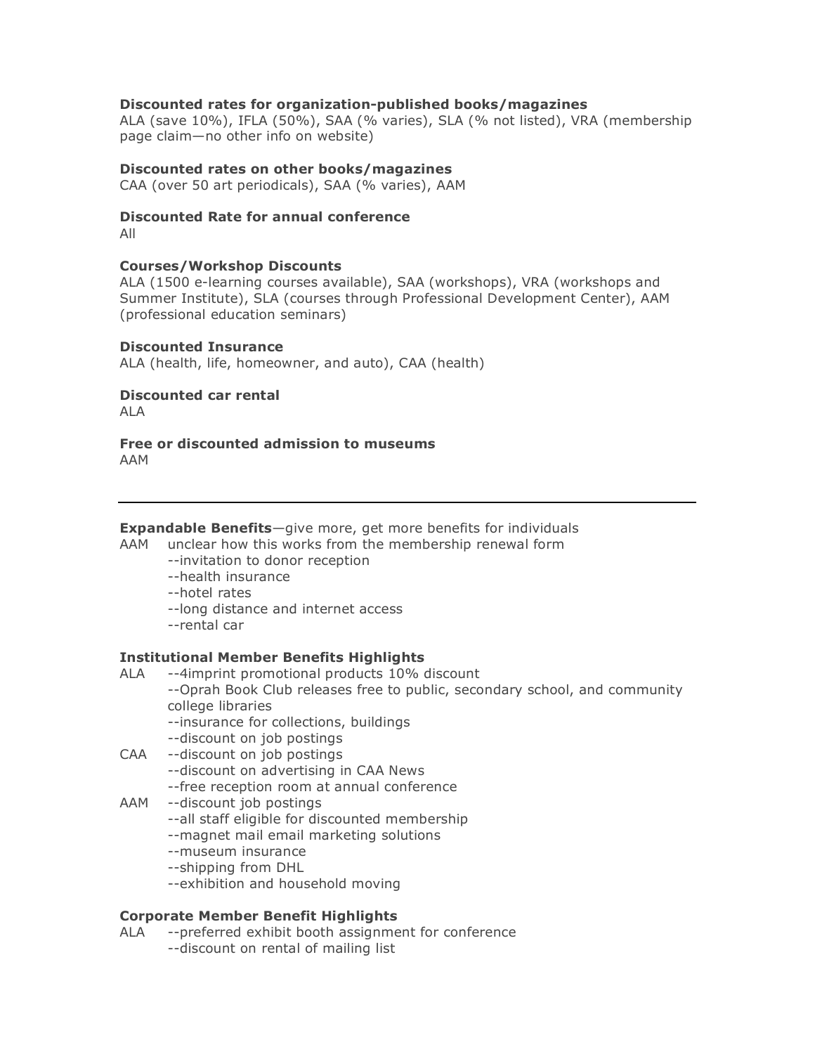**Discounted rates for organization-published books/magazines**
ALA (save 10%), IFLA (50%), SAA (% varies), SLA (% not listed), VRA (membership page claim—no other info on website)

**Discounted rates on other books/magazines**
CAA (over 50 art periodicals), SAA (% varies), AAM

**Discounted Rate for annual conference**
All

**Courses/Workshop Discounts**
ALA (1500 e-learning courses available), SAA (workshops), VRA (workshops and Summer Institute), SLA (courses through Professional Development Center), AAM (professional education seminars)

**Discounted Insurance**
ALA (health, life, homeowner, and auto), CAA (health)

**Discounted car rental**
ALA

**Free or discounted admission to museums**
AAM

---

**Expandable Benefits**—give more, get more benefits for individuals

AAM unclear how this works from the membership renewal form
- --invitation to donor reception
- --health insurance
- --hotel rates
- --long distance and internet access
- --rental car

**Institutional Member Benefits Highlights**

ALA
- --4imprint promotional products 10% discount
- --Oprah Book Club releases free to public, secondary school, and community college libraries
- --insurance for collections, buildings
- --discount on job postings

CAA
- --discount on job postings
- --discount on advertising in CAA News
- --free reception room at annual conference

AAM
- --discount job postings
- --all staff eligible for discounted membership
- --magnet mail email marketing solutions
- --museum insurance
- --shipping from DHL
- --exhibition and household moving

**Corporate Member Benefit Highlights**

ALA
- --preferred exhibit booth assignment for conference
- --discount on rental of mailing list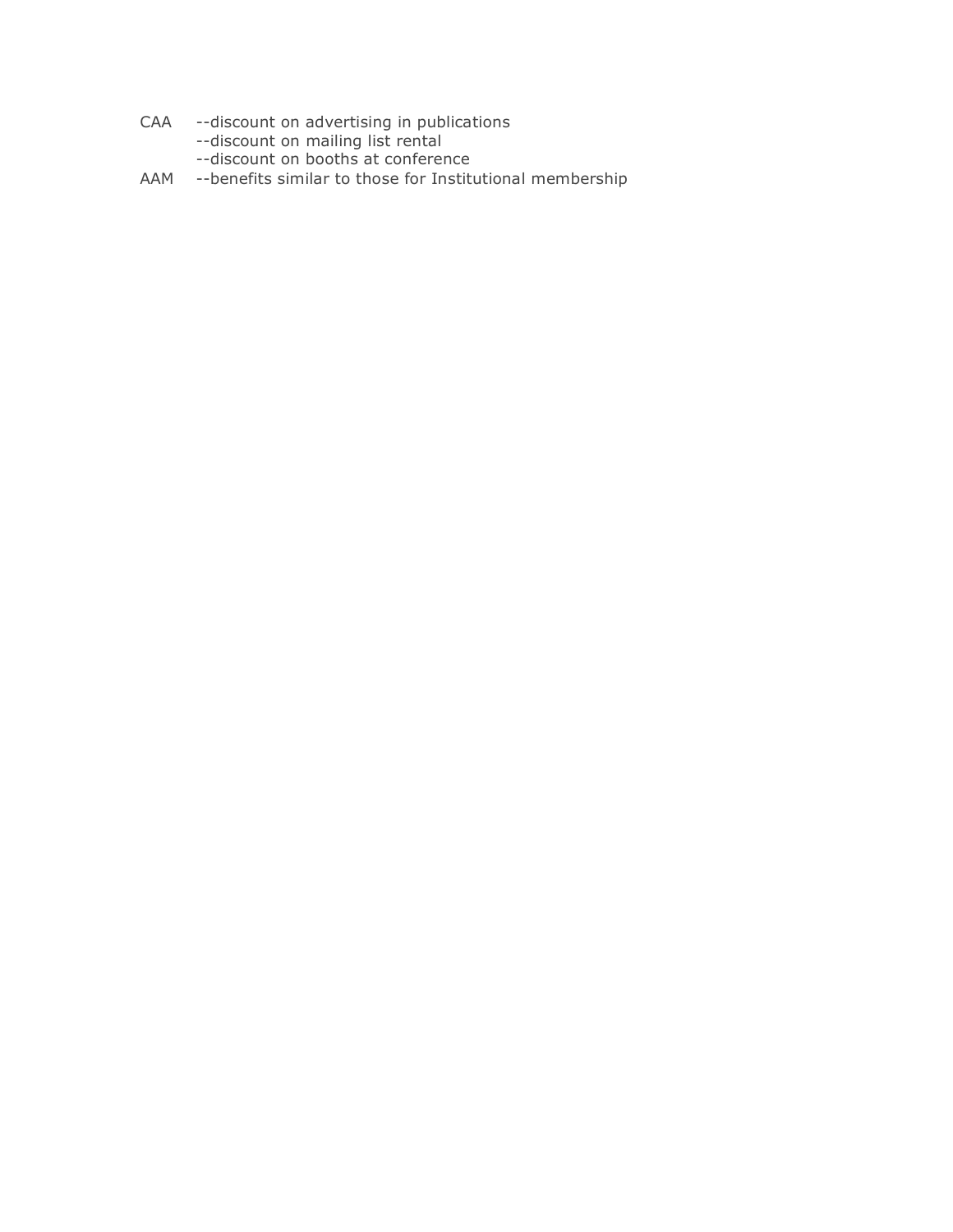CAA --discount on advertising in publications
--discount on mailing list rental
--discount on booths at conference

AAM --benefits similar to those for Institutional membership